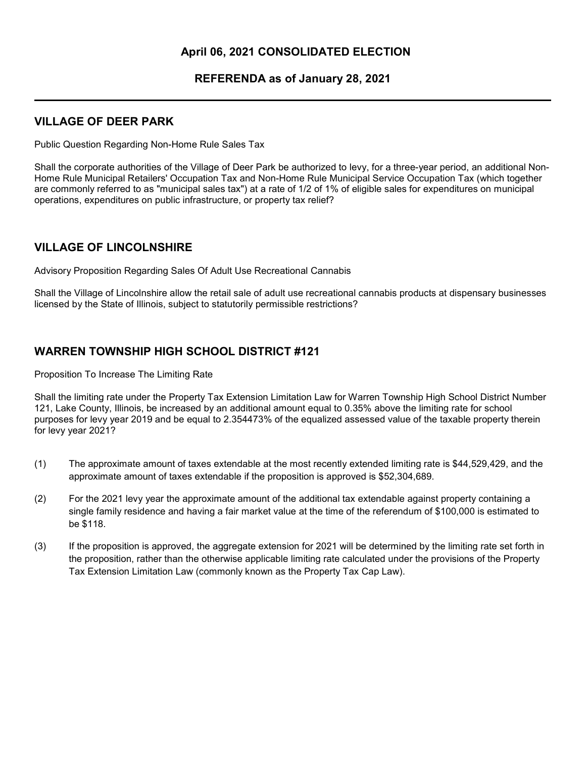# April 06, 2021 CONSOLIDATED ELECTION

## REFERENDA as of January 28, 2021

---

## VILLAGE OF DEER PARK

Public Question Regarding Non-Home Rule Sales Tax

Shall the corporate authorities of the Village of Deer Park be authorized to levy, for a three-year period, an additional Non-Home Rule Municipal Retailers' Occupation Tax and Non-Home Rule Municipal Service Occupation Tax (which together are commonly referred to as "municipal sales tax") at a rate of 1/2 of 1% of eligible sales for expenditures on municipal operations, expenditures on public infrastructure, or property tax relief?

## VILLAGE OF LINCOLNSHIRE

Advisory Proposition Regarding Sales Of Adult Use Recreational Cannabis

Shall the Village of Lincolnshire allow the retail sale of adult use recreational cannabis products at dispensary businesses licensed by the State of Illinois, subject to statutorily permissible restrictions?

## WARREN TOWNSHIP HIGH SCHOOL DISTRICT #121

Proposition To Increase The Limiting Rate

Shall the limiting rate under the Property Tax Extension Limitation Law for Warren Township High School District Number 121, Lake County, Illinois, be increased by an additional amount equal to 0.35% above the limiting rate for school purposes for levy year 2019 and be equal to 2.354473% of the equalized assessed value of the taxable property therein for levy year 2021?

(1) The approximate amount of taxes extendable at the most recently extended limiting rate is $44,529,429, and the approximate amount of taxes extendable if the proposition is approved is $52,304,689.

(2) For the 2021 levy year the approximate amount of the additional tax extendable against property containing a single family residence and having a fair market value at the time of the referendum of $100,000 is estimated to be $118.

(3) If the proposition is approved, the aggregate extension for 2021 will be determined by the limiting rate set forth in the proposition, rather than the otherwise applicable limiting rate calculated under the provisions of the Property Tax Extension Limitation Law (commonly known as the Property Tax Cap Law).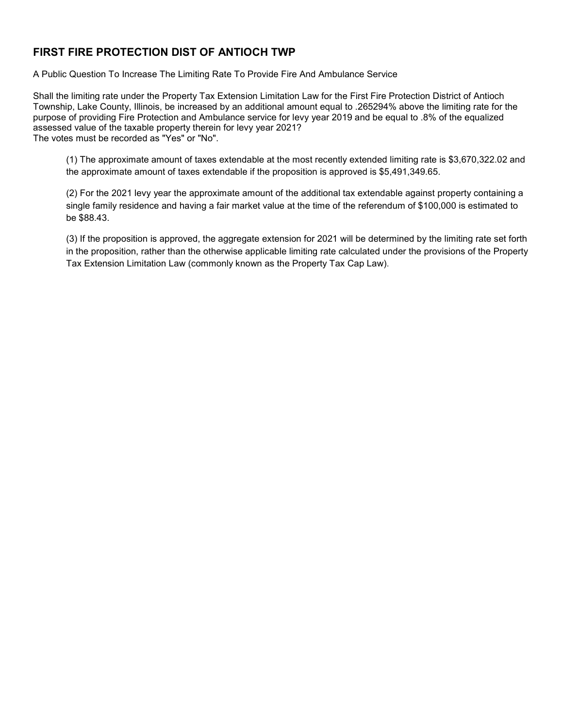## FIRST FIRE PROTECTION DIST OF ANTIOCH TWP

A Public Question To Increase The Limiting Rate To Provide Fire And Ambulance Service

Shall the limiting rate under the Property Tax Extension Limitation Law for the First Fire Protection District of Antioch Township, Lake County, Illinois, be increased by an additional amount equal to .265294% above the limiting rate for the purpose of providing Fire Protection and Ambulance service for levy year 2019 and be equal to .8% of the equalized assessed value of the taxable property therein for levy year 2021?
The votes must be recorded as "Yes" or "No".

(1) The approximate amount of taxes extendable at the most recently extended limiting rate is $3,670,322.02 and the approximate amount of taxes extendable if the proposition is approved is $5,491,349.65.

(2) For the 2021 levy year the approximate amount of the additional tax extendable against property containing a single family residence and having a fair market value at the time of the referendum of $100,000 is estimated to be $88.43.

(3) If the proposition is approved, the aggregate extension for 2021 will be determined by the limiting rate set forth in the proposition, rather than the otherwise applicable limiting rate calculated under the provisions of the Property Tax Extension Limitation Law (commonly known as the Property Tax Cap Law).